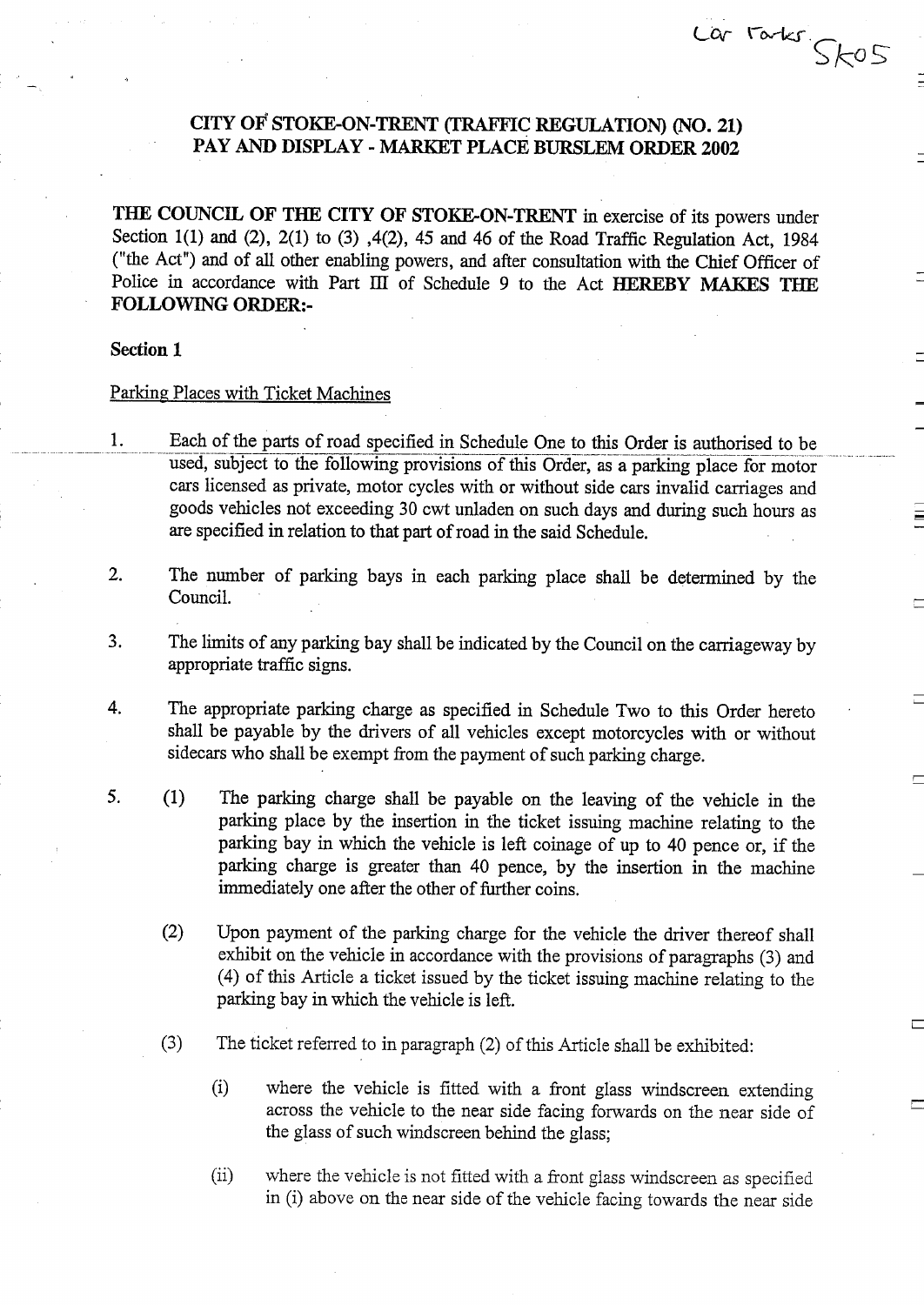Car Parks. SK05

# CITY OF STOKE-ON-TRENT (TRAFFIC REGULATION) (NO. 21) PAY AND DISPLAY - MARKET PLACE BURSLEM ORDER 2002

**THE COUNCIL OF THE CITY OF STOKE-ON-TRENT** in exercise of its powers under Section 1(1) and (2), 2(1) to (3) ,4(2), 45 and 46 of the Road Traffic Regulation Act, 1984 ("the Act") and of all other enabling powers, and after consultation with the Chief Officer of Police in accordance with Part III of Schedule 9 to the Act **HEREBY MAKES THE FOLLOWING ORDER:-**

## Section 1

Parking Places with Ticket Machines

1. Each of the parts of road specified in Schedule One to this Order is authorised to be used, subject to the following provisions of this Order, as a parking place for motor cars licensed as private, motor cycles with or without side cars invalid carriages and goods vehicles not exceeding 30 cwt unladen on such days and during such hours as are specified in relation to that part of road in the said Schedule.

2. The number of parking bays in each parking place shall be determined by the Council.

3. The limits of any parking bay shall be indicated by the Council on the carriageway by appropriate traffic signs.

4. The appropriate parking charge as specified in Schedule Two to this Order hereto shall be payable by the drivers of all vehicles except motorcycles with or without sidecars who shall be exempt from the payment of such parking charge.

5. (1) The parking charge shall be payable on the leaving of the vehicle in the parking place by the insertion in the ticket issuing machine relating to the parking bay in which the vehicle is left coinage of up to 40 pence or, if the parking charge is greater than 40 pence, by the insertion in the machine immediately one after the other of further coins.

   (2) Upon payment of the parking charge for the vehicle the driver thereof shall exhibit on the vehicle in accordance with the provisions of paragraphs (3) and (4) of this Article a ticket issued by the ticket issuing machine relating to the parking bay in which the vehicle is left.

   (3) The ticket referred to in paragraph (2) of this Article shall be exhibited:

      (i) where the vehicle is fitted with a front glass windscreen extending across the vehicle to the near side facing forwards on the near side of the glass of such windscreen behind the glass;

      (ii) where the vehicle is not fitted with a front glass windscreen as specified in (i) above on the near side of the vehicle facing towards the near side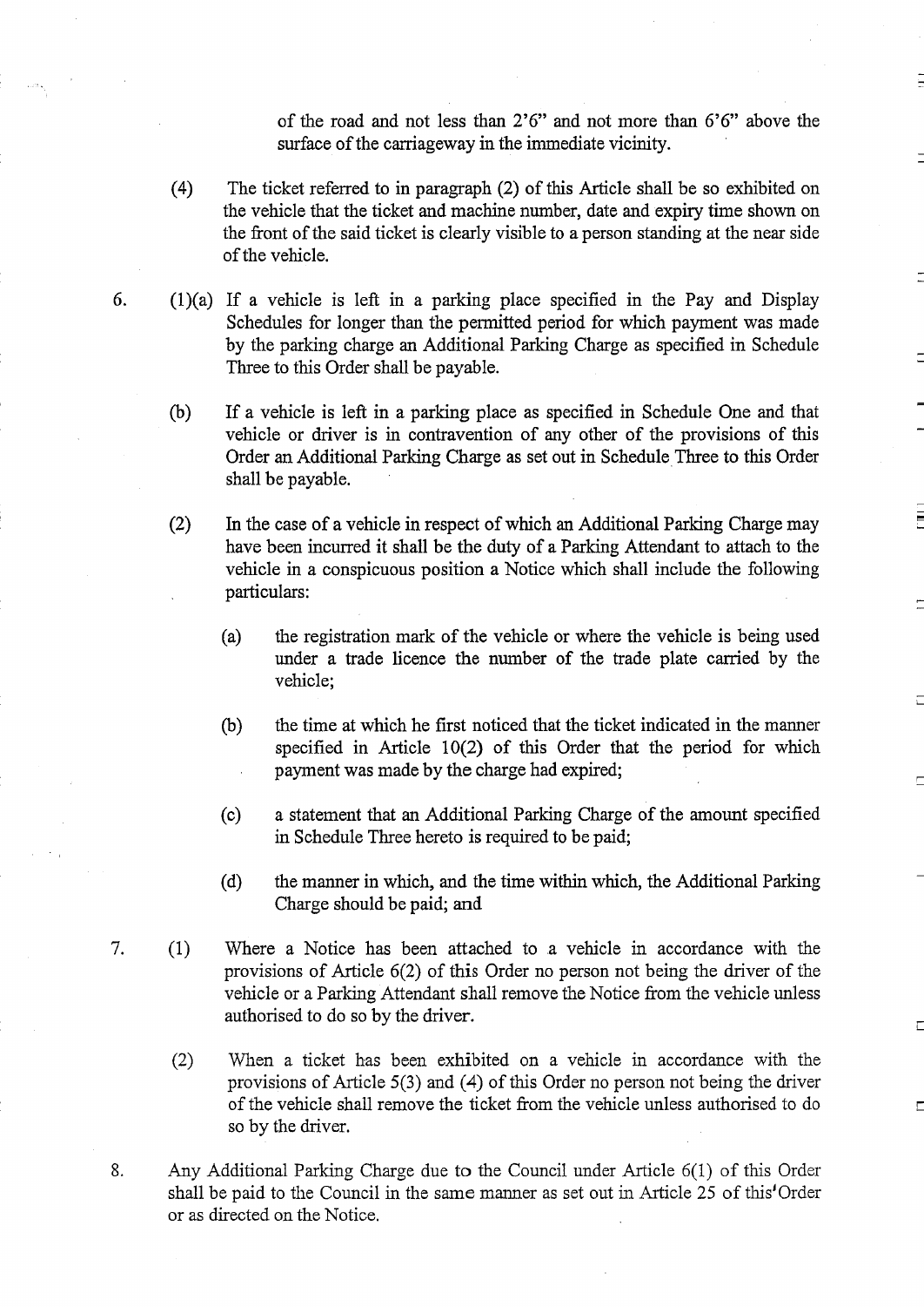of the road and not less than 2'6" and not more than 6'6" above the surface of the carriageway in the immediate vicinity.

(4) The ticket referred to in paragraph (2) of this Article shall be so exhibited on the vehicle that the ticket and machine number, date and expiry time shown on the front of the said ticket is clearly visible to a person standing at the near side of the vehicle.

6. (1)(a) If a vehicle is left in a parking place specified in the Pay and Display Schedules for longer than the permitted period for which payment was made by the parking charge an Additional Parking Charge as specified in Schedule Three to this Order shall be payable.

(b) If a vehicle is left in a parking place as specified in Schedule One and that vehicle or driver is in contravention of any other of the provisions of this Order an Additional Parking Charge as set out in Schedule Three to this Order shall be payable.

(2) In the case of a vehicle in respect of which an Additional Parking Charge may have been incurred it shall be the duty of a Parking Attendant to attach to the vehicle in a conspicuous position a Notice which shall include the following particulars:

(a) the registration mark of the vehicle or where the vehicle is being used under a trade licence the number of the trade plate carried by the vehicle;

(b) the time at which he first noticed that the ticket indicated in the manner specified in Article 10(2) of this Order that the period for which payment was made by the charge had expired;

(c) a statement that an Additional Parking Charge of the amount specified in Schedule Three hereto is required to be paid;

(d) the manner in which, and the time within which, the Additional Parking Charge should be paid; and

7. (1) Where a Notice has been attached to a vehicle in accordance with the provisions of Article 6(2) of this Order no person not being the driver of the vehicle or a Parking Attendant shall remove the Notice from the vehicle unless authorised to do so by the driver.

(2) When a ticket has been exhibited on a vehicle in accordance with the provisions of Article 5(3) and (4) of this Order no person not being the driver of the vehicle shall remove the ticket from the vehicle unless authorised to do so by the driver.

8. Any Additional Parking Charge due to the Council under Article 6(1) of this Order shall be paid to the Council in the same manner as set out in Article 25 of this'Order or as directed on the Notice.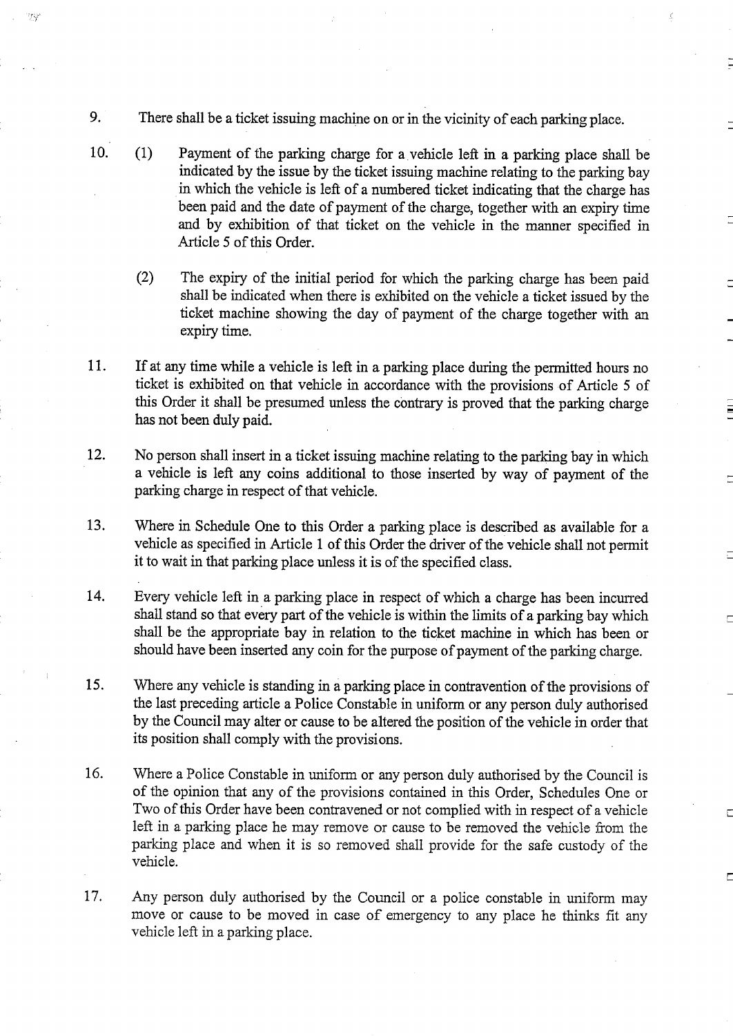9. There shall be a ticket issuing machine on or in the vicinity of each parking place.

10. (1) Payment of the parking charge for a vehicle left in a parking place shall be indicated by the issue by the ticket issuing machine relating to the parking bay in which the vehicle is left of a numbered ticket indicating that the charge has been paid and the date of payment of the charge, together with an expiry time and by exhibition of that ticket on the vehicle in the manner specified in Article 5 of this Order.

    (2) The expiry of the initial period for which the parking charge has been paid shall be indicated when there is exhibited on the vehicle a ticket issued by the ticket machine showing the day of payment of the charge together with an expiry time.

11. If at any time while a vehicle is left in a parking place during the permitted hours no ticket is exhibited on that vehicle in accordance with the provisions of Article 5 of this Order it shall be presumed unless the contrary is proved that the parking charge has not been duly paid.

12. No person shall insert in a ticket issuing machine relating to the parking bay in which a vehicle is left any coins additional to those inserted by way of payment of the parking charge in respect of that vehicle.

13. Where in Schedule One to this Order a parking place is described as available for a vehicle as specified in Article 1 of this Order the driver of the vehicle shall not permit it to wait in that parking place unless it is of the specified class.

14. Every vehicle left in a parking place in respect of which a charge has been incurred shall stand so that every part of the vehicle is within the limits of a parking bay which shall be the appropriate bay in relation to the ticket machine in which has been or should have been inserted any coin for the purpose of payment of the parking charge.

15. Where any vehicle is standing in a parking place in contravention of the provisions of the last preceding article a Police Constable in uniform or any person duly authorised by the Council may alter or cause to be altered the position of the vehicle in order that its position shall comply with the provisions.

16. Where a Police Constable in uniform or any person duly authorised by the Council is of the opinion that any of the provisions contained in this Order, Schedules One or Two of this Order have been contravened or not complied with in respect of a vehicle left in a parking place he may remove or cause to be removed the vehicle from the parking place and when it is so removed shall provide for the safe custody of the vehicle.

17. Any person duly authorised by the Council or a police constable in uniform may move or cause to be moved in case of emergency to any place he thinks fit any vehicle left in a parking place.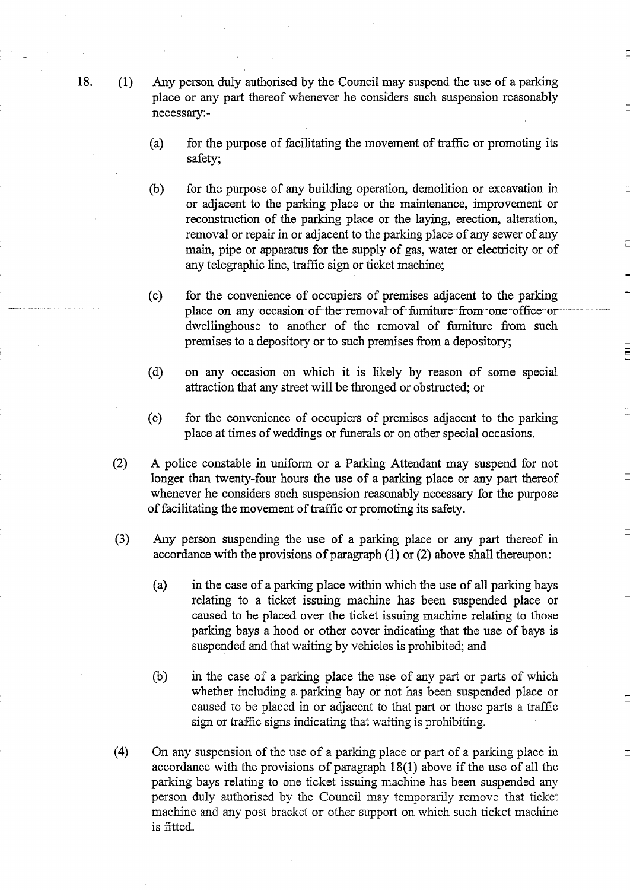18. (1) Any person duly authorised by the Council may suspend the use of a parking place or any part thereof whenever he considers such suspension reasonably necessary:-

(a) for the purpose of facilitating the movement of traffic or promoting its safety;

(b) for the purpose of any building operation, demolition or excavation in or adjacent to the parking place or the maintenance, improvement or reconstruction of the parking place or the laying, erection, alteration, removal or repair in or adjacent to the parking place of any sewer of any main, pipe or apparatus for the supply of gas, water or electricity or of any telegraphic line, traffic sign or ticket machine;

(c) for the convenience of occupiers of premises adjacent to the parking place on any occasion of the removal of furniture from one office or dwellinghouse to another of the removal of furniture from such premises to a depository or to such premises from a depository;

(d) on any occasion on which it is likely by reason of some special attraction that any street will be thronged or obstructed; or

(e) for the convenience of occupiers of premises adjacent to the parking place at times of weddings or funerals or on other special occasions.

(2) A police constable in uniform or a Parking Attendant may suspend for not longer than twenty-four hours the use of a parking place or any part thereof whenever he considers such suspension reasonably necessary for the purpose of facilitating the movement of traffic or promoting its safety.

(3) Any person suspending the use of a parking place or any part thereof in accordance with the provisions of paragraph (1) or (2) above shall thereupon:

(a) in the case of a parking place within which the use of all parking bays relating to a ticket issuing machine has been suspended place or caused to be placed over the ticket issuing machine relating to those parking bays a hood or other cover indicating that the use of bays is suspended and that waiting by vehicles is prohibited; and

(b) in the case of a parking place the use of any part or parts of which whether including a parking bay or not has been suspended place or caused to be placed in or adjacent to that part or those parts a traffic sign or traffic signs indicating that waiting is prohibiting.

(4) On any suspension of the use of a parking place or part of a parking place in accordance with the provisions of paragraph 18(1) above if the use of all the parking bays relating to one ticket issuing machine has been suspended any person duly authorised by the Council may temporarily remove that ticket machine and any post bracket or other support on which such ticket machine is fitted.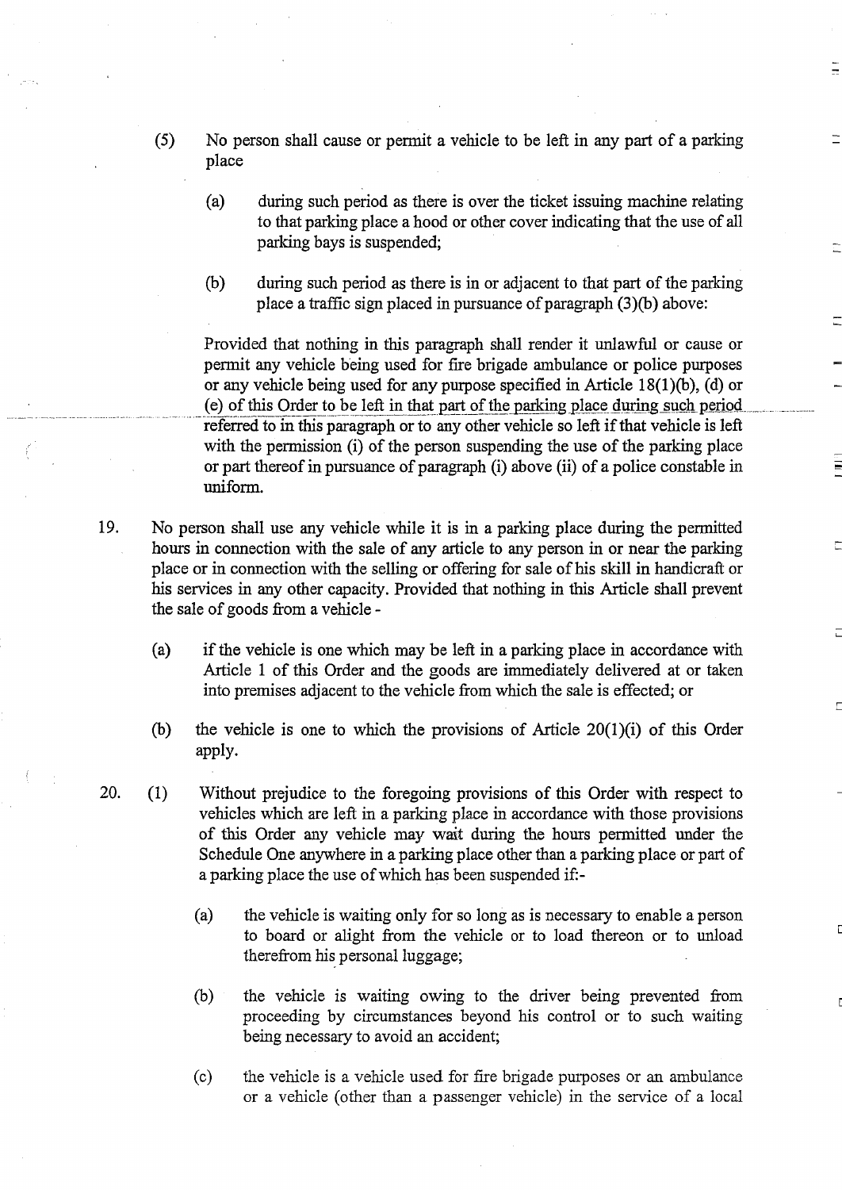(5) No person shall cause or permit a vehicle to be left in any part of a parking place

(a) during such period as there is over the ticket issuing machine relating to that parking place a hood or other cover indicating that the use of all parking bays is suspended;

(b) during such period as there is in or adjacent to that part of the parking place a traffic sign placed in pursuance of paragraph (3)(b) above:

Provided that nothing in this paragraph shall render it unlawful or cause or permit any vehicle being used for fire brigade ambulance or police purposes or any vehicle being used for any purpose specified in Article 18(1)(b), (d) or (e) of this Order to be left in that part of the parking place during such period referred to in this paragraph or to any other vehicle so left if that vehicle is left with the permission (i) of the person suspending the use of the parking place or part thereof in pursuance of paragraph (i) above (ii) of a police constable in uniform.

19. No person shall use any vehicle while it is in a parking place during the permitted hours in connection with the sale of any article to any person in or near the parking place or in connection with the selling or offering for sale of his skill in handicraft or his services in any other capacity. Provided that nothing in this Article shall prevent the sale of goods from a vehicle -

(a) if the vehicle is one which may be left in a parking place in accordance with Article 1 of this Order and the goods are immediately delivered at or taken into premises adjacent to the vehicle from which the sale is effected; or

(b) the vehicle is one to which the provisions of Article 20(1)(i) of this Order apply.

20. (1) Without prejudice to the foregoing provisions of this Order with respect to vehicles which are left in a parking place in accordance with those provisions of this Order any vehicle may wait during the hours permitted under the Schedule One anywhere in a parking place other than a parking place or part of a parking place the use of which has been suspended if:-

(a) the vehicle is waiting only for so long as is necessary to enable a person to board or alight from the vehicle or to load thereon or to unload therefrom his personal luggage;

(b) the vehicle is waiting owing to the driver being prevented from proceeding by circumstances beyond his control or to such waiting being necessary to avoid an accident;

(c) the vehicle is a vehicle used for fire brigade purposes or an ambulance or a vehicle (other than a passenger vehicle) in the service of a local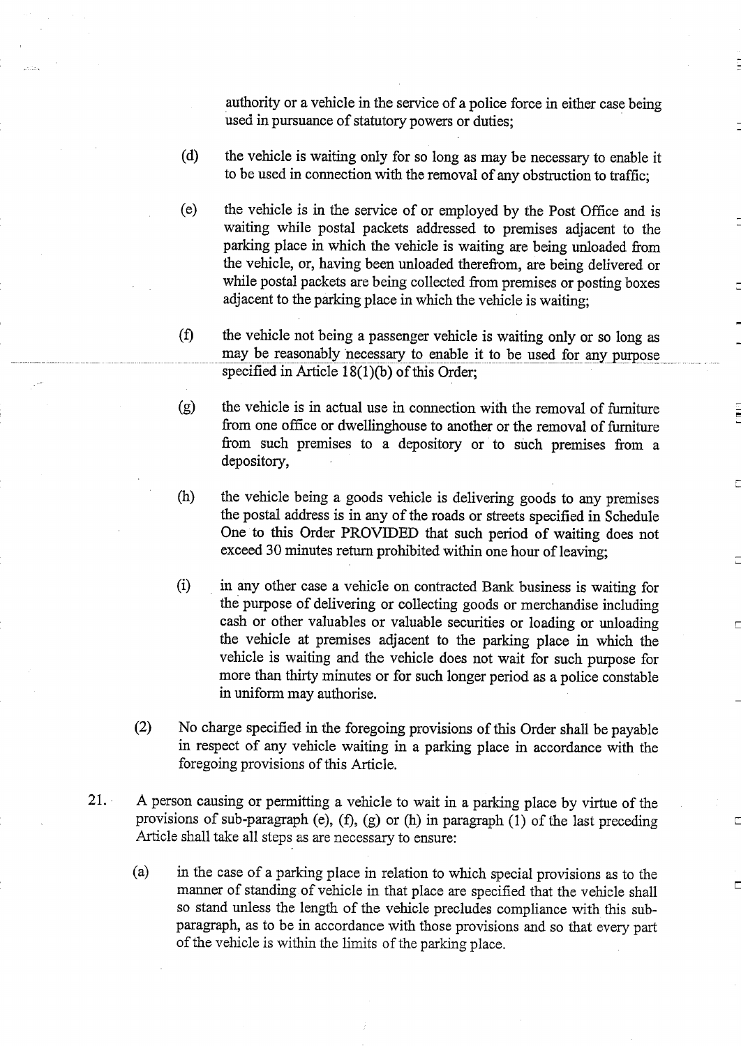authority or a vehicle in the service of a police force in either case being used in pursuance of statutory powers or duties;

(d) the vehicle is waiting only for so long as may be necessary to enable it to be used in connection with the removal of any obstruction to traffic;

(e) the vehicle is in the service of or employed by the Post Office and is waiting while postal packets addressed to premises adjacent to the parking place in which the vehicle is waiting are being unloaded from the vehicle, or, having been unloaded therefrom, are being delivered or while postal packets are being collected from premises or posting boxes adjacent to the parking place in which the vehicle is waiting;

(f) the vehicle not being a passenger vehicle is waiting only or so long as may be reasonably necessary to enable it to be used for any purpose specified in Article 18(1)(b) of this Order;

(g) the vehicle is in actual use in connection with the removal of furniture from one office or dwellinghouse to another or the removal of furniture from such premises to a depository or to such premises from a depository,

(h) the vehicle being a goods vehicle is delivering goods to any premises the postal address is in any of the roads or streets specified in Schedule One to this Order PROVIDED that such period of waiting does not exceed 30 minutes return prohibited within one hour of leaving;

(i) in any other case a vehicle on contracted Bank business is waiting for the purpose of delivering or collecting goods or merchandise including cash or other valuables or valuable securities or loading or unloading the vehicle at premises adjacent to the parking place in which the vehicle is waiting and the vehicle does not wait for such purpose for more than thirty minutes or for such longer period as a police constable in uniform may authorise.

(2) No charge specified in the foregoing provisions of this Order shall be payable in respect of any vehicle waiting in a parking place in accordance with the foregoing provisions of this Article.

21. A person causing or permitting a vehicle to wait in a parking place by virtue of the provisions of sub-paragraph (e), (f), (g) or (h) in paragraph (1) of the last preceding Article shall take all steps as are necessary to ensure:

(a) in the case of a parking place in relation to which special provisions as to the manner of standing of vehicle in that place are specified that the vehicle shall so stand unless the length of the vehicle precludes compliance with this sub-paragraph, as to be in accordance with those provisions and so that every part of the vehicle is within the limits of the parking place.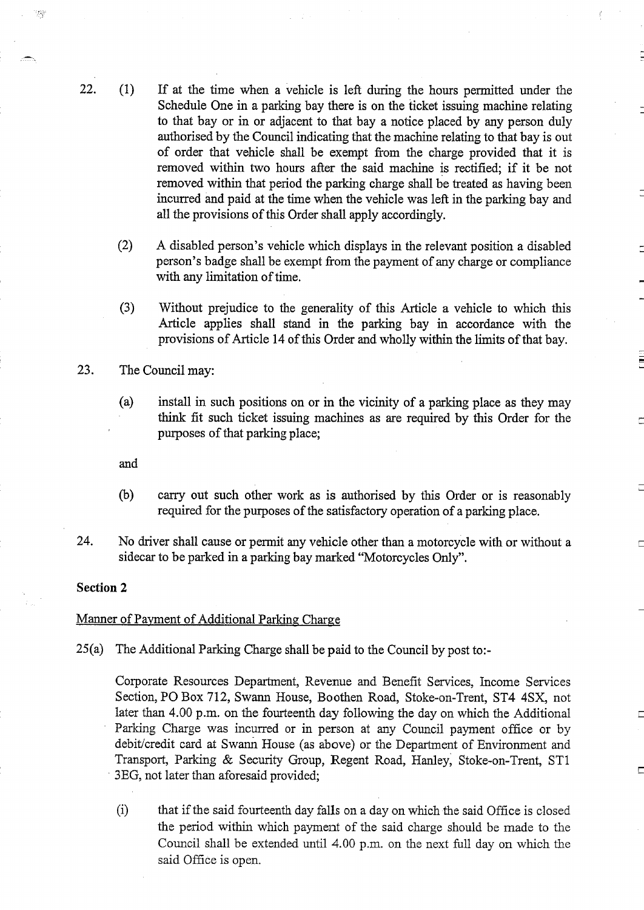22. (1) If at the time when a vehicle is left during the hours permitted under the Schedule One in a parking bay there is on the ticket issuing machine relating to that bay or in or adjacent to that bay a notice placed by any person duly authorised by the Council indicating that the machine relating to that bay is out of order that vehicle shall be exempt from the charge provided that it is removed within two hours after the said machine is rectified; if it be not removed within that period the parking charge shall be treated as having been incurred and paid at the time when the vehicle was left in the parking bay and all the provisions of this Order shall apply accordingly.

    (2) A disabled person's vehicle which displays in the relevant position a disabled person's badge shall be exempt from the payment of any charge or compliance with any limitation of time.

    (3) Without prejudice to the generality of this Article a vehicle to which this Article applies shall stand in the parking bay in accordance with the provisions of Article 14 of this Order and wholly within the limits of that bay.

23. The Council may:

    (a) install in such positions on or in the vicinity of a parking place as they may think fit such ticket issuing machines as are required by this Order for the purposes of that parking place;

    and

    (b) carry out such other work as is authorised by this Order or is reasonably required for the purposes of the satisfactory operation of a parking place.

24. No driver shall cause or permit any vehicle other than a motorcycle with or without a sidecar to be parked in a parking bay marked "Motorcycles Only".

**Section 2**

Manner of Payment of Additional Parking Charge

25(a) The Additional Parking Charge shall be paid to the Council by post to:-

Corporate Resources Department, Revenue and Benefit Services, Income Services Section, PO Box 712, Swann House, Boothen Road, Stoke-on-Trent, ST4 4SX, not later than 4.00 p.m. on the fourteenth day following the day on which the Additional Parking Charge was incurred or in person at any Council payment office or by debit/credit card at Swann House (as above) or the Department of Environment and Transport, Parking & Security Group, Regent Road, Hanley, Stoke-on-Trent, ST1 3EG, not later than aforesaid provided;

(i) that if the said fourteenth day falls on a day on which the said Office is closed the period within which payment of the said charge should be made to the Council shall be extended until 4.00 p.m. on the next full day on which the said Office is open.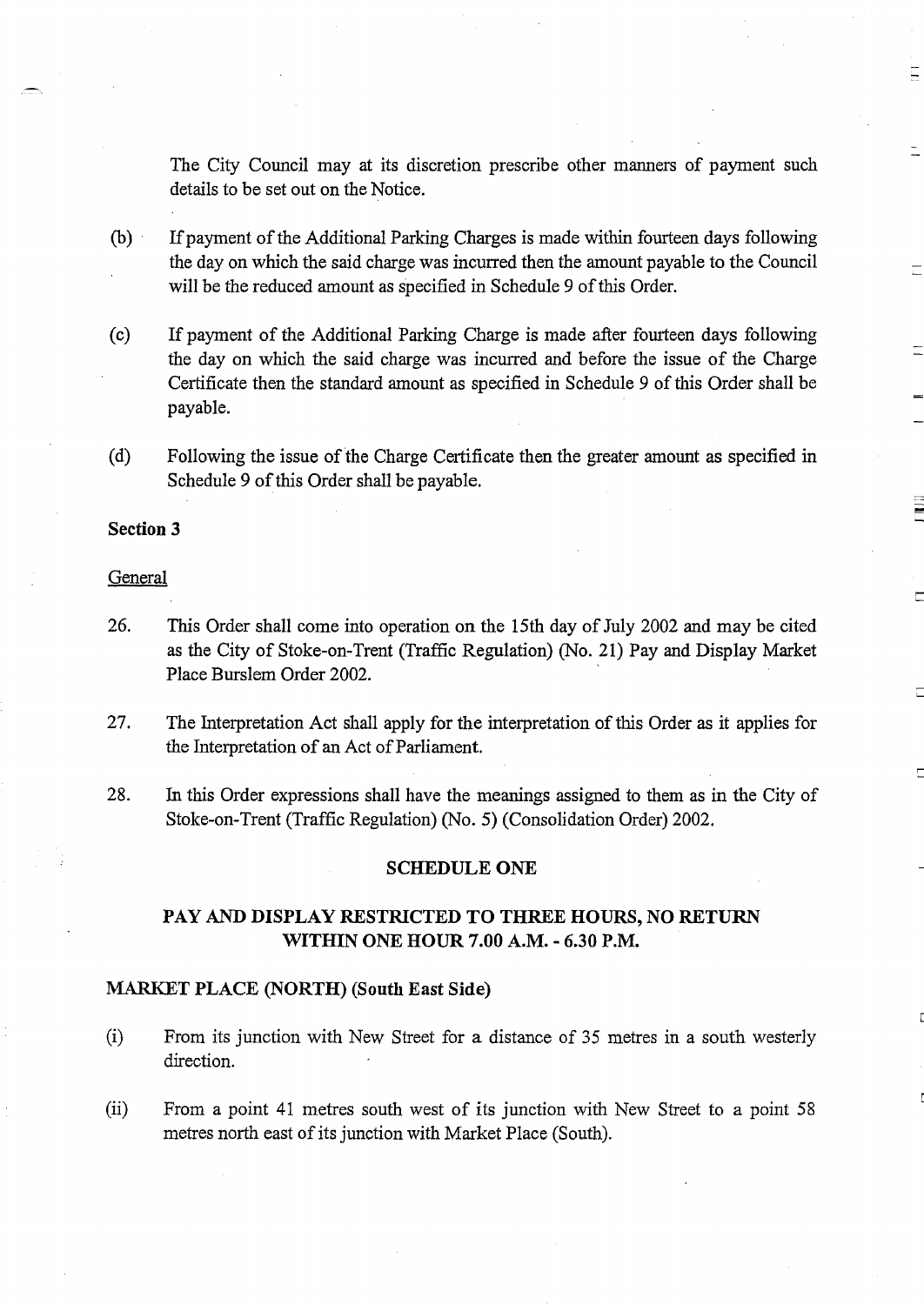The City Council may at its discretion prescribe other manners of payment such details to be set out on the Notice.

(b) If payment of the Additional Parking Charges is made within fourteen days following the day on which the said charge was incurred then the amount payable to the Council will be the reduced amount as specified in Schedule 9 of this Order.

(c) If payment of the Additional Parking Charge is made after fourteen days following the day on which the said charge was incurred and before the issue of the Charge Certificate then the standard amount as specified in Schedule 9 of this Order shall be payable.

(d) Following the issue of the Charge Certificate then the greater amount as specified in Schedule 9 of this Order shall be payable.

**Section 3**

General

26. This Order shall come into operation on the 15th day of July 2002 and may be cited as the City of Stoke-on-Trent (Traffic Regulation) (No. 21) Pay and Display Market Place Burslem Order 2002.

27. The Interpretation Act shall apply for the interpretation of this Order as it applies for the Interpretation of an Act of Parliament.

28. In this Order expressions shall have the meanings assigned to them as in the City of Stoke-on-Trent (Traffic Regulation) (No. 5) (Consolidation Order) 2002.

**SCHEDULE ONE**

**PAY AND DISPLAY RESTRICTED TO THREE HOURS, NO RETURN WITHIN ONE HOUR 7.00 A.M. - 6.30 P.M.**

**MARKET PLACE (NORTH) (South East Side)**

(i) From its junction with New Street for a distance of 35 metres in a south westerly direction.

(ii) From a point 41 metres south west of its junction with New Street to a point 58 metres north east of its junction with Market Place (South).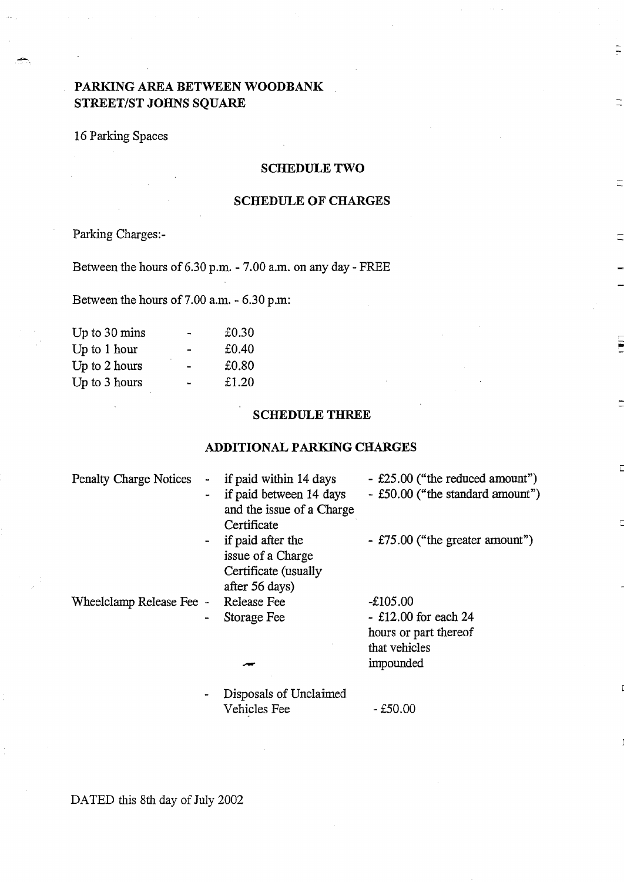**PARKING AREA BETWEEN WOODBANK STREET/ST JOHNS SQUARE**

16 Parking Spaces

## SCHEDULE TWO

## SCHEDULE OF CHARGES

Parking Charges:-

Between the hours of 6.30 p.m. - 7.00 a.m. on any day - FREE

Between the hours of 7.00 a.m. - 6.30 p.m:

| | | |
|---|---|---|
| Up to 30 mins | - | £0.30 |
| Up to 1 hour | - | £0.40 |
| Up to 2 hours | - | £0.80 |
| Up to 3 hours | - | £1.20 |

## SCHEDULE THREE

## ADDITIONAL PARKING CHARGES

| | | |
|---|---|---|
| Penalty Charge Notices | - if paid within 14 days | - £25.00 ("the reduced amount") |
| | - if paid between 14 days and the issue of a Charge Certificate | - £50.00 ("the standard amount") |
| | - if paid after the issue of a Charge Certificate (usually after 56 days) | - £75.00 ("the greater amount") |
| Wheelclamp Release Fee | - Release Fee | -£105.00 |
| | - Storage Fee | - £12.00 for each 24 hours or part thereof that vehicles impounded |
| | - Disposals of Unclaimed Vehicles Fee | - £50.00 |

DATED this 8th day of July 2002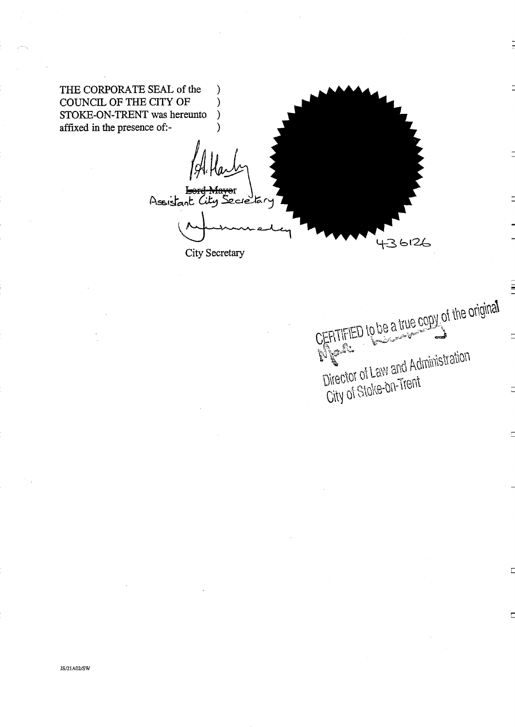THE CORPORATE SEAL of the COUNCIL OF THE CITY OF STOKE-ON-TRENT was hereunto affixed in the presence of:-

~~Lord Mayor~~
Assistant City Secretary

City Secretary

436126

CERTIFIED to be a true copy of the original

Director of Law and Administration
City of Stoke-on-Trent

JS/21A02/SW